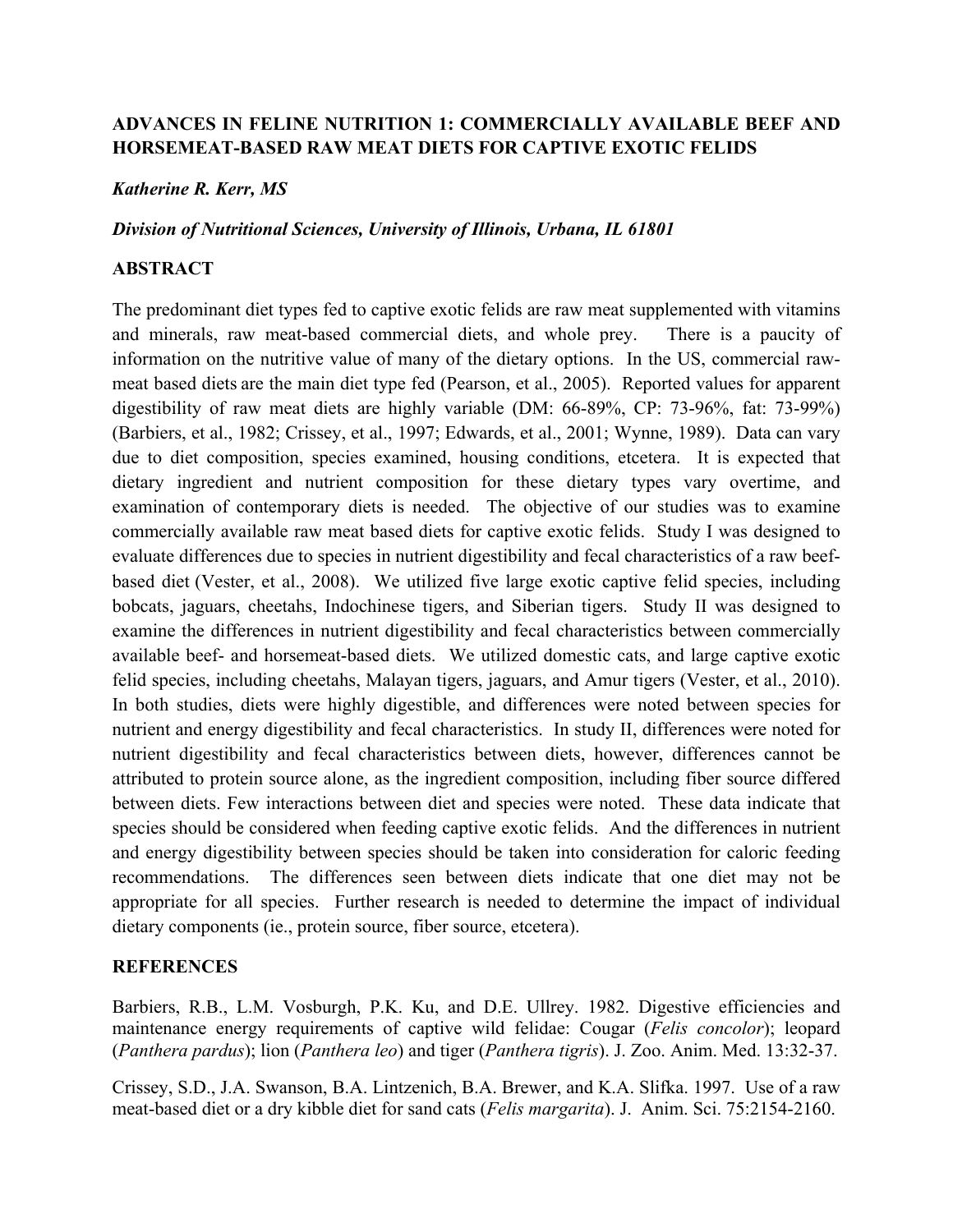# ADVANCES IN FELINE NUTRITION 1: COMMERCIALLY AVAILABLE BEEF AND HORSEMEAT-BASED RAW MEAT DIETS FOR CAPTIVE EXOTIC FELIDS

***Katherine R. Kerr, MS***

***Division of Nutritional Sciences, University of Illinois, Urbana, IL 61801***

## ABSTRACT

The predominant diet types fed to captive exotic felids are raw meat supplemented with vitamins and minerals, raw meat-based commercial diets, and whole prey. There is a paucity of information on the nutritive value of many of the dietary options. In the US, commercial raw-meat based diets are the main diet type fed (Pearson, et al., 2005). Reported values for apparent digestibility of raw meat diets are highly variable (DM: 66-89%, CP: 73-96%, fat: 73-99%) (Barbiers, et al., 1982; Crissey, et al., 1997; Edwards, et al., 2001; Wynne, 1989). Data can vary due to diet composition, species examined, housing conditions, etcetera. It is expected that dietary ingredient and nutrient composition for these dietary types vary overtime, and examination of contemporary diets is needed. The objective of our studies was to examine commercially available raw meat based diets for captive exotic felids. Study I was designed to evaluate differences due to species in nutrient digestibility and fecal characteristics of a raw beef-based diet (Vester, et al., 2008). We utilized five large exotic captive felid species, including bobcats, jaguars, cheetahs, Indochinese tigers, and Siberian tigers. Study II was designed to examine the differences in nutrient digestibility and fecal characteristics between commercially available beef- and horsemeat-based diets. We utilized domestic cats, and large captive exotic felid species, including cheetahs, Malayan tigers, jaguars, and Amur tigers (Vester, et al., 2010). In both studies, diets were highly digestible, and differences were noted between species for nutrient and energy digestibility and fecal characteristics. In study II, differences were noted for nutrient digestibility and fecal characteristics between diets, however, differences cannot be attributed to protein source alone, as the ingredient composition, including fiber source differed between diets. Few interactions between diet and species were noted. These data indicate that species should be considered when feeding captive exotic felids. And the differences in nutrient and energy digestibility between species should be taken into consideration for caloric feeding recommendations. The differences seen between diets indicate that one diet may not be appropriate for all species. Further research is needed to determine the impact of individual dietary components (ie., protein source, fiber source, etcetera).

## REFERENCES

Barbiers, R.B., L.M. Vosburgh, P.K. Ku, and D.E. Ullrey. 1982. Digestive efficiencies and maintenance energy requirements of captive wild felidae: Cougar (*Felis concolor*); leopard (*Panthera pardus*); lion (*Panthera leo*) and tiger (*Panthera tigris*). J. Zoo. Anim. Med. 13:32-37.

Crissey, S.D., J.A. Swanson, B.A. Lintzenich, B.A. Brewer, and K.A. Slifka. 1997. Use of a raw meat-based diet or a dry kibble diet for sand cats (*Felis margarita*). J. Anim. Sci. 75:2154-2160.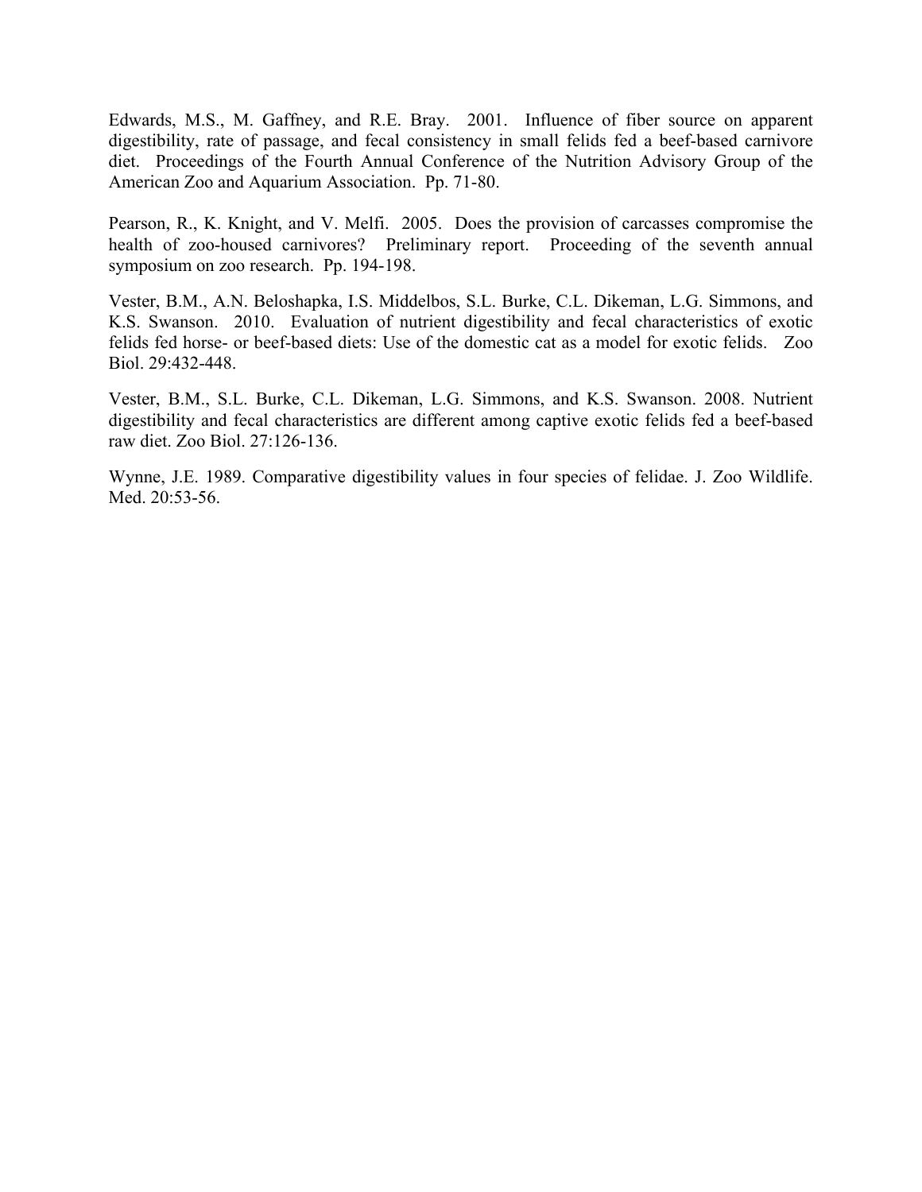Edwards, M.S., M. Gaffney, and R.E. Bray. 2001. Influence of fiber source on apparent digestibility, rate of passage, and fecal consistency in small felids fed a beef-based carnivore diet. Proceedings of the Fourth Annual Conference of the Nutrition Advisory Group of the American Zoo and Aquarium Association. Pp. 71-80.

Pearson, R., K. Knight, and V. Melfi. 2005. Does the provision of carcasses compromise the health of zoo-housed carnivores? Preliminary report. Proceeding of the seventh annual symposium on zoo research. Pp. 194-198.

Vester, B.M., A.N. Beloshapka, I.S. Middelbos, S.L. Burke, C.L. Dikeman, L.G. Simmons, and K.S. Swanson. 2010. Evaluation of nutrient digestibility and fecal characteristics of exotic felids fed horse- or beef-based diets: Use of the domestic cat as a model for exotic felids. Zoo Biol. 29:432-448.

Vester, B.M., S.L. Burke, C.L. Dikeman, L.G. Simmons, and K.S. Swanson. 2008. Nutrient digestibility and fecal characteristics are different among captive exotic felids fed a beef-based raw diet. Zoo Biol. 27:126-136.

Wynne, J.E. 1989. Comparative digestibility values in four species of felidae. J. Zoo Wildlife. Med. 20:53-56.